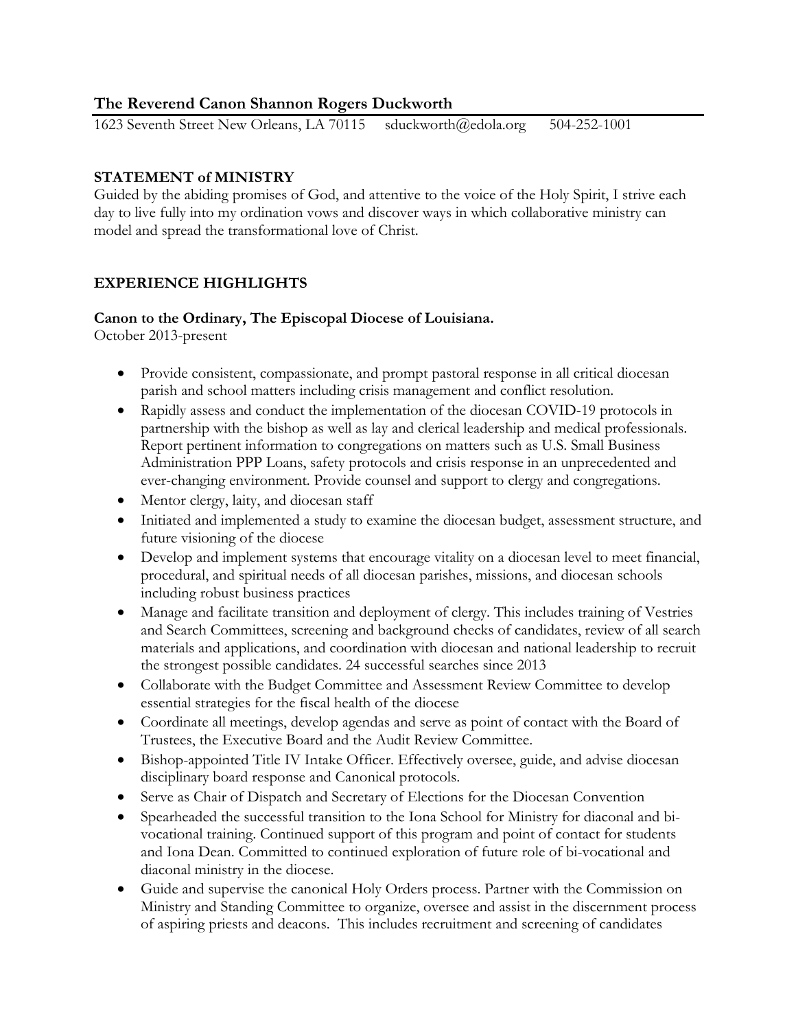## The Reverend Canon Shannon Rogers Duckworth

1623 Seventh Street New Orleans, LA 70115    sduckworth@edola.org    504-252-1001

### STATEMENT of MINISTRY

Guided by the abiding promises of God, and attentive to the voice of the Holy Spirit, I strive each day to live fully into my ordination vows and discover ways in which collaborative ministry can model and spread the transformational love of Christ.

### EXPERIENCE HIGHLIGHTS

**Canon to the Ordinary, The Episcopal Diocese of Louisiana.**
October 2013-present

- Provide consistent, compassionate, and prompt pastoral response in all critical diocesan parish and school matters including crisis management and conflict resolution.
- Rapidly assess and conduct the implementation of the diocesan COVID-19 protocols in partnership with the bishop as well as lay and clerical leadership and medical professionals. Report pertinent information to congregations on matters such as U.S. Small Business Administration PPP Loans, safety protocols and crisis response in an unprecedented and ever-changing environment. Provide counsel and support to clergy and congregations.
- Mentor clergy, laity, and diocesan staff
- Initiated and implemented a study to examine the diocesan budget, assessment structure, and future visioning of the diocese
- Develop and implement systems that encourage vitality on a diocesan level to meet financial, procedural, and spiritual needs of all diocesan parishes, missions, and diocesan schools including robust business practices
- Manage and facilitate transition and deployment of clergy. This includes training of Vestries and Search Committees, screening and background checks of candidates, review of all search materials and applications, and coordination with diocesan and national leadership to recruit the strongest possible candidates. 24 successful searches since 2013
- Collaborate with the Budget Committee and Assessment Review Committee to develop essential strategies for the fiscal health of the diocese
- Coordinate all meetings, develop agendas and serve as point of contact with the Board of Trustees, the Executive Board and the Audit Review Committee.
- Bishop-appointed Title IV Intake Officer. Effectively oversee, guide, and advise diocesan disciplinary board response and Canonical protocols.
- Serve as Chair of Dispatch and Secretary of Elections for the Diocesan Convention
- Spearheaded the successful transition to the Iona School for Ministry for diaconal and bi-vocational training. Continued support of this program and point of contact for students and Iona Dean. Committed to continued exploration of future role of bi-vocational and diaconal ministry in the diocese.
- Guide and supervise the canonical Holy Orders process. Partner with the Commission on Ministry and Standing Committee to organize, oversee and assist in the discernment process of aspiring priests and deacons. This includes recruitment and screening of candidates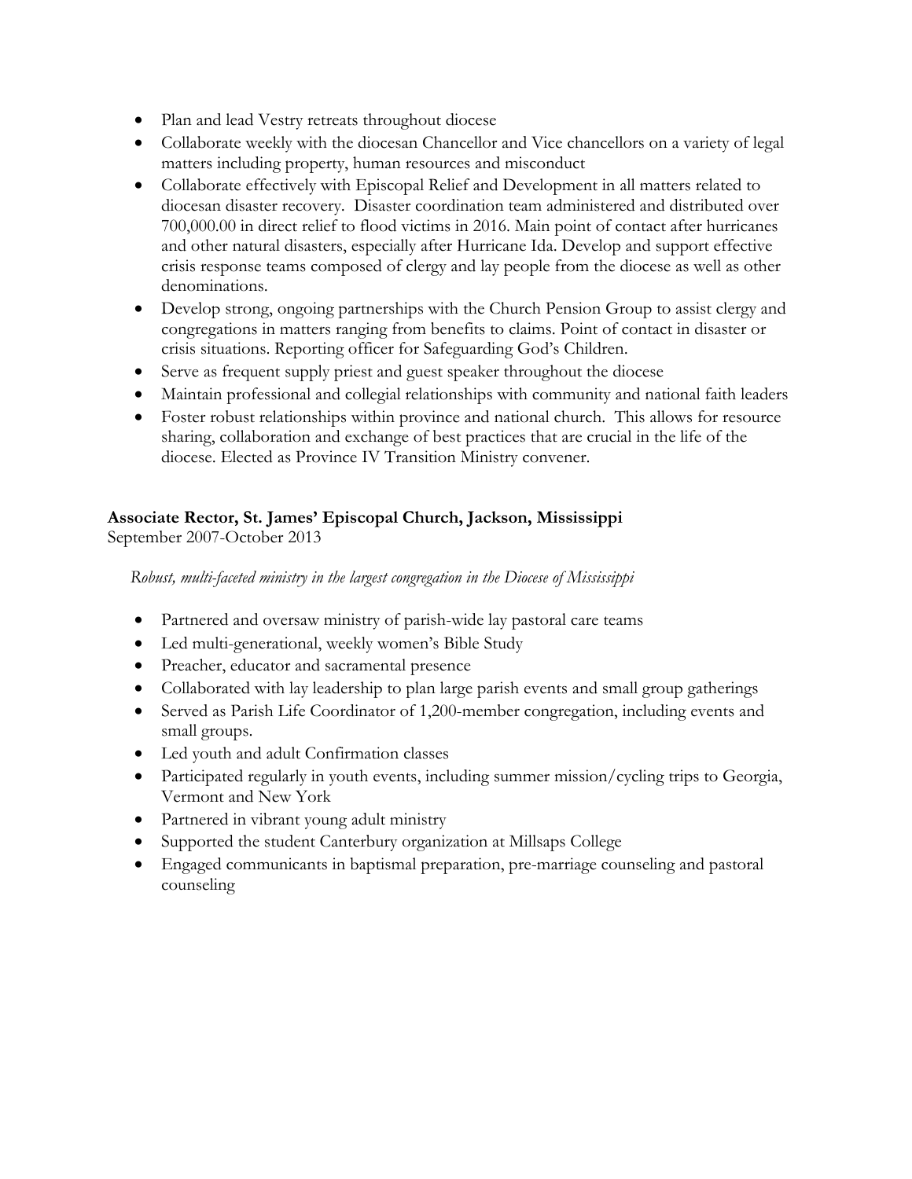- Plan and lead Vestry retreats throughout diocese
- Collaborate weekly with the diocesan Chancellor and Vice chancellors on a variety of legal matters including property, human resources and misconduct
- Collaborate effectively with Episcopal Relief and Development in all matters related to diocesan disaster recovery. Disaster coordination team administered and distributed over 700,000.00 in direct relief to flood victims in 2016. Main point of contact after hurricanes and other natural disasters, especially after Hurricane Ida. Develop and support effective crisis response teams composed of clergy and lay people from the diocese as well as other denominations.
- Develop strong, ongoing partnerships with the Church Pension Group to assist clergy and congregations in matters ranging from benefits to claims. Point of contact in disaster or crisis situations. Reporting officer for Safeguarding God's Children.
- Serve as frequent supply priest and guest speaker throughout the diocese
- Maintain professional and collegial relationships with community and national faith leaders
- Foster robust relationships within province and national church. This allows for resource sharing, collaboration and exchange of best practices that are crucial in the life of the diocese. Elected as Province IV Transition Ministry convener.

**Associate Rector, St. James' Episcopal Church, Jackson, Mississippi**
September 2007-October 2013

*Robust, multi-faceted ministry in the largest congregation in the Diocese of Mississippi*

- Partnered and oversaw ministry of parish-wide lay pastoral care teams
- Led multi-generational, weekly women's Bible Study
- Preacher, educator and sacramental presence
- Collaborated with lay leadership to plan large parish events and small group gatherings
- Served as Parish Life Coordinator of 1,200-member congregation, including events and small groups.
- Led youth and adult Confirmation classes
- Participated regularly in youth events, including summer mission/cycling trips to Georgia, Vermont and New York
- Partnered in vibrant young adult ministry
- Supported the student Canterbury organization at Millsaps College
- Engaged communicants in baptismal preparation, pre-marriage counseling and pastoral counseling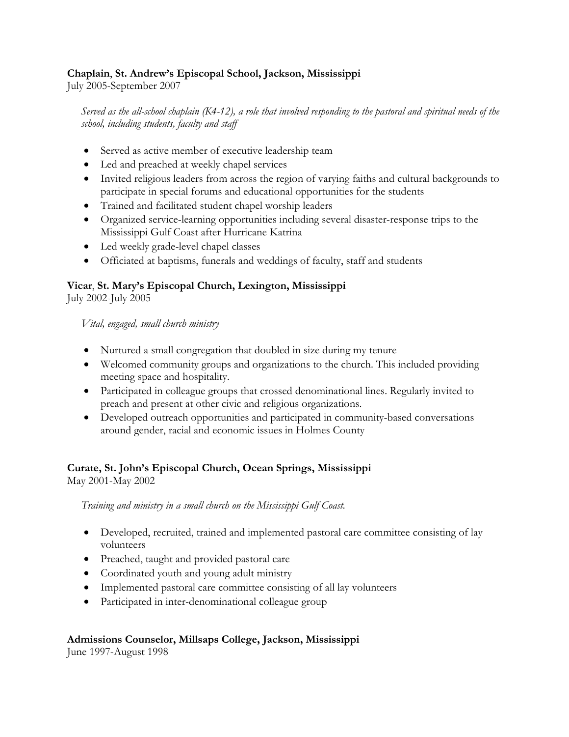**Chaplain**, **St. Andrew's Episcopal School, Jackson, Mississippi**
July 2005-September 2007

*Served as the all-school chaplain (K4-12), a role that involved responding to the pastoral and spiritual needs of the school, including students, faculty and staff*

- Served as active member of executive leadership team
- Led and preached at weekly chapel services
- Invited religious leaders from across the region of varying faiths and cultural backgrounds to participate in special forums and educational opportunities for the students
- Trained and facilitated student chapel worship leaders
- Organized service-learning opportunities including several disaster-response trips to the Mississippi Gulf Coast after Hurricane Katrina
- Led weekly grade-level chapel classes
- Officiated at baptisms, funerals and weddings of faculty, staff and students

**Vicar**, **St. Mary's Episcopal Church, Lexington, Mississippi**
July 2002-July 2005

*Vital, engaged, small church ministry*

- Nurtured a small congregation that doubled in size during my tenure
- Welcomed community groups and organizations to the church. This included providing meeting space and hospitality.
- Participated in colleague groups that crossed denominational lines. Regularly invited to preach and present at other civic and religious organizations.
- Developed outreach opportunities and participated in community-based conversations around gender, racial and economic issues in Holmes County

**Curate, St. John's Episcopal Church, Ocean Springs, Mississippi**
May 2001-May 2002

*Training and ministry in a small church on the Mississippi Gulf Coast.*

- Developed, recruited, trained and implemented pastoral care committee consisting of lay volunteers
- Preached, taught and provided pastoral care
- Coordinated youth and young adult ministry
- Implemented pastoral care committee consisting of all lay volunteers
- Participated in inter-denominational colleague group

**Admissions Counselor, Millsaps College, Jackson, Mississippi**
June 1997-August 1998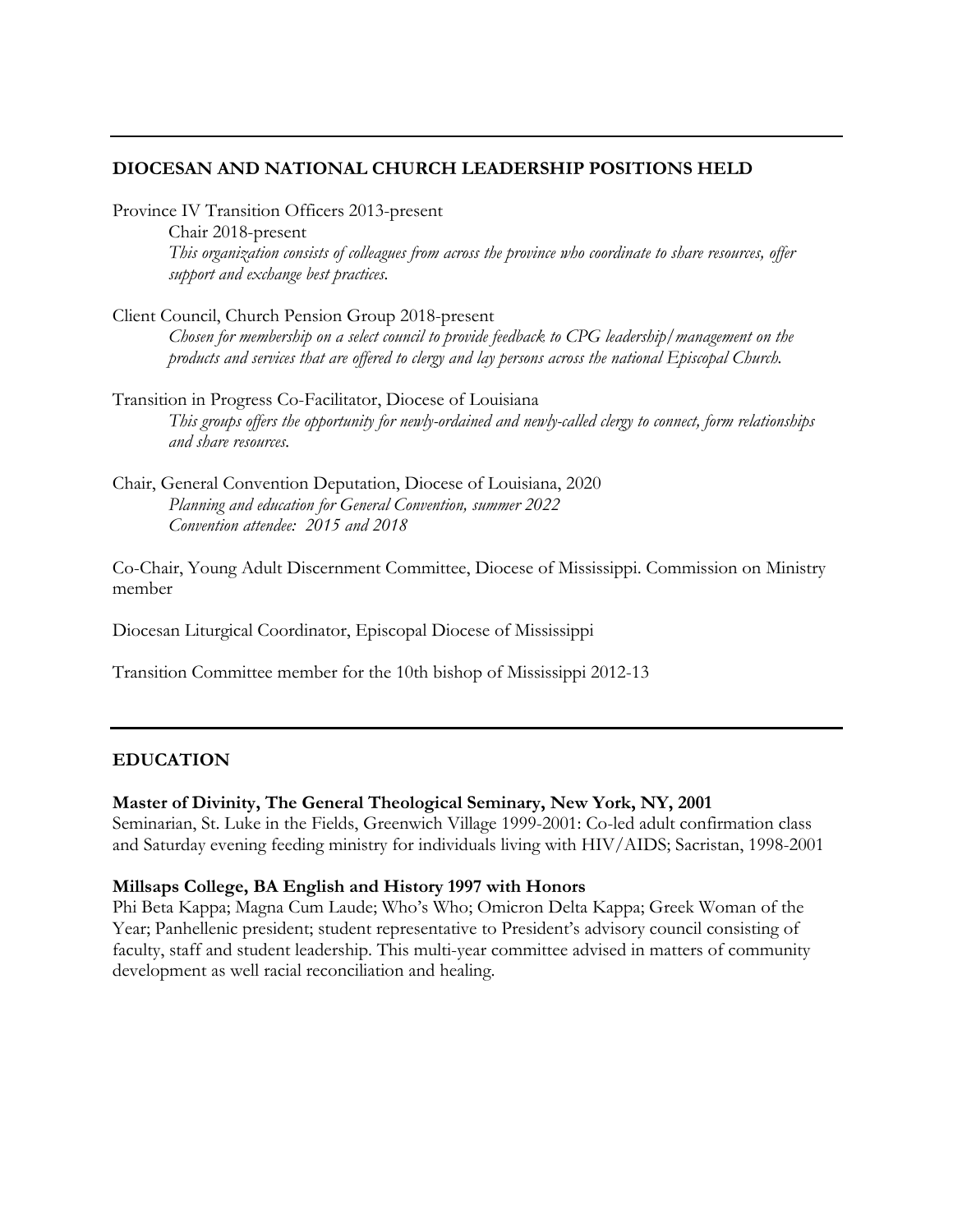---

## DIOCESAN AND NATIONAL CHURCH LEADERSHIP POSITIONS HELD

Province IV Transition Officers 2013-present

Chair 2018-present

*This organization consists of colleagues from across the province who coordinate to share resources, offer support and exchange best practices.*

Client Council, Church Pension Group 2018-present

*Chosen for membership on a select council to provide feedback to CPG leadership/management on the products and services that are offered to clergy and lay persons across the national Episcopal Church.*

Transition in Progress Co-Facilitator, Diocese of Louisiana

*This groups offers the opportunity for newly-ordained and newly-called clergy to connect, form relationships and share resources.*

Chair, General Convention Deputation, Diocese of Louisiana, 2020

*Planning and education for General Convention, summer 2022*

*Convention attendee: 2015 and 2018*

Co-Chair, Young Adult Discernment Committee, Diocese of Mississippi. Commission on Ministry member

Diocesan Liturgical Coordinator, Episcopal Diocese of Mississippi

Transition Committee member for the 10th bishop of Mississippi 2012-13

---

## EDUCATION

**Master of Divinity, The General Theological Seminary, New York, NY, 2001**

Seminarian, St. Luke in the Fields, Greenwich Village 1999-2001: Co-led adult confirmation class and Saturday evening feeding ministry for individuals living with HIV/AIDS; Sacristan, 1998-2001

**Millsaps College, BA English and History 1997 with Honors**

Phi Beta Kappa; Magna Cum Laude; Who's Who; Omicron Delta Kappa; Greek Woman of the Year; Panhellenic president; student representative to President's advisory council consisting of faculty, staff and student leadership. This multi-year committee advised in matters of community development as well racial reconciliation and healing.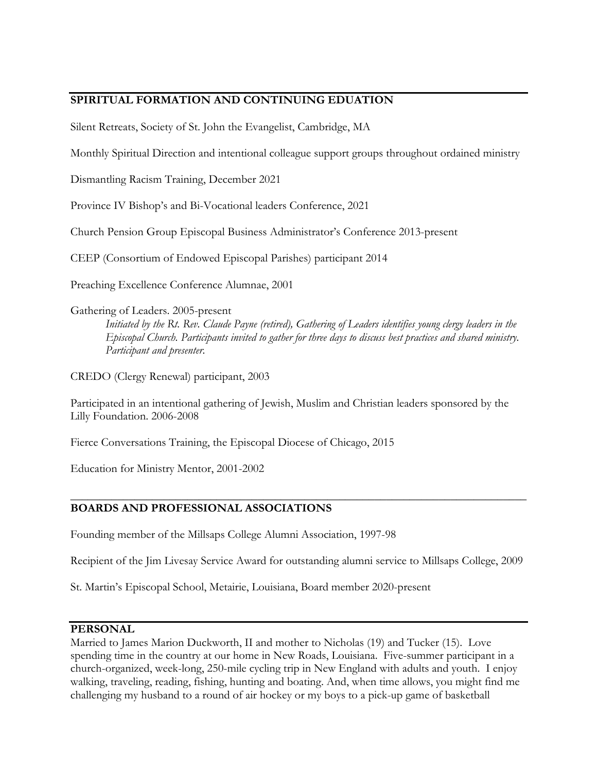## SPIRITUAL FORMATION AND CONTINUING EDUATION

Silent Retreats, Society of St. John the Evangelist, Cambridge, MA

Monthly Spiritual Direction and intentional colleague support groups throughout ordained ministry

Dismantling Racism Training, December 2021

Province IV Bishop's and Bi-Vocational leaders Conference, 2021

Church Pension Group Episcopal Business Administrator's Conference 2013-present

CEEP (Consortium of Endowed Episcopal Parishes) participant 2014

Preaching Excellence Conference Alumnae, 2001

Gathering of Leaders. 2005-present

*Initiated by the Rt. Rev. Claude Payne (retired), Gathering of Leaders identifies young clergy leaders in the Episcopal Church. Participants invited to gather for three days to discuss best practices and shared ministry. Participant and presenter.*

CREDO (Clergy Renewal) participant, 2003

Participated in an intentional gathering of Jewish, Muslim and Christian leaders sponsored by the Lilly Foundation. 2006-2008

Fierce Conversations Training, the Episcopal Diocese of Chicago, 2015

Education for Ministry Mentor, 2001-2002

## BOARDS AND PROFESSIONAL ASSOCIATIONS

Founding member of the Millsaps College Alumni Association, 1997-98

Recipient of the Jim Livesay Service Award for outstanding alumni service to Millsaps College, 2009

St. Martin's Episcopal School, Metairie, Louisiana, Board member 2020-present

## PERSONAL

Married to James Marion Duckworth, II and mother to Nicholas (19) and Tucker (15). Love spending time in the country at our home in New Roads, Louisiana. Five-summer participant in a church-organized, week-long, 250-mile cycling trip in New England with adults and youth. I enjoy walking, traveling, reading, fishing, hunting and boating. And, when time allows, you might find me challenging my husband to a round of air hockey or my boys to a pick-up game of basketball